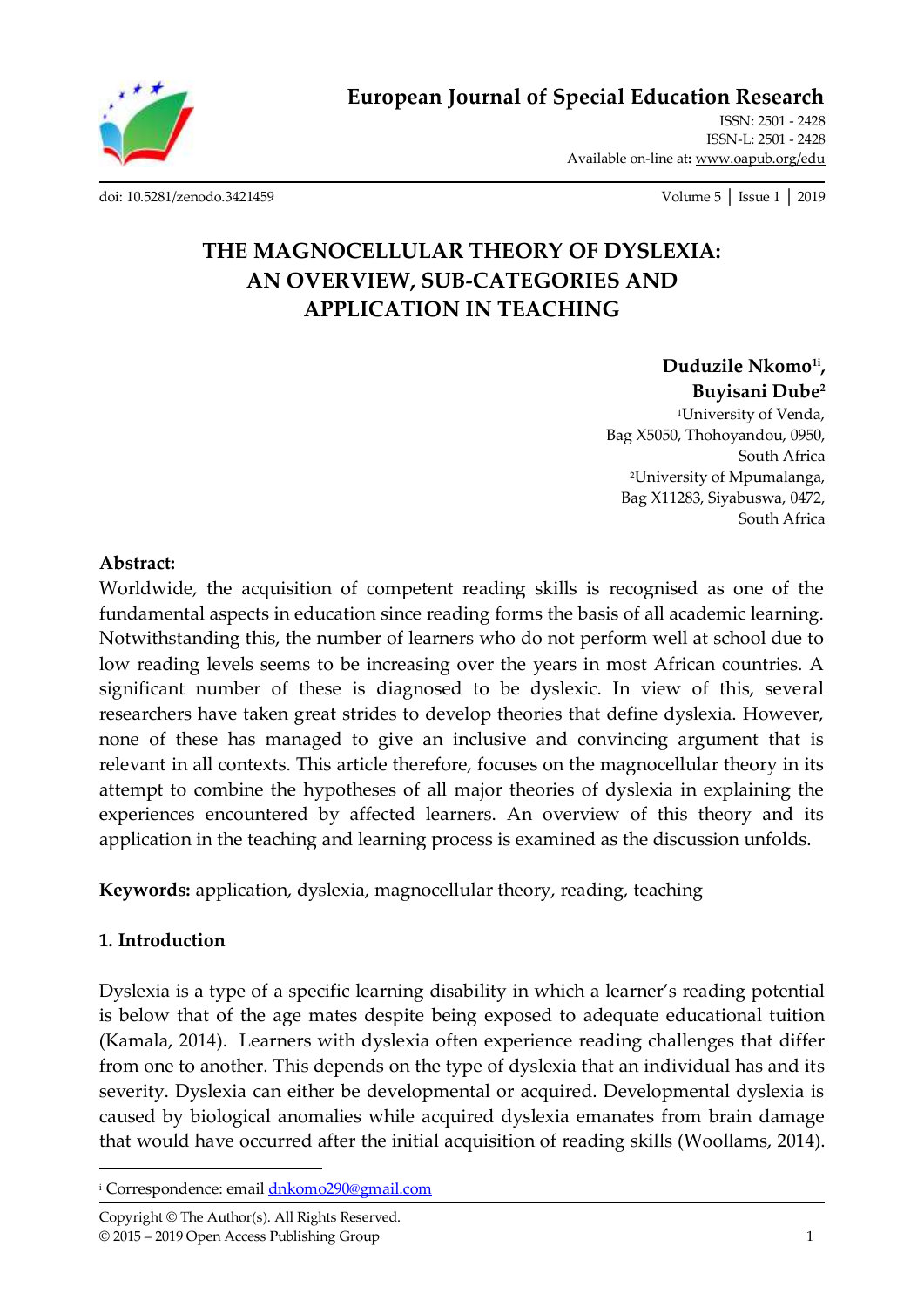European Journal of Special Education Research

ISSN: 2501 - 2428
ISSN-L: 2501 - 2428
Available on-line at: www.oapub.org/edu

doi: 10.5281/zenodo.3421459

# THE MAGNOCELLULAR THEORY OF DYSLEXIA: AN OVERVIEW, SUB-CATEGORIES AND APPLICATION IN TEACHING

**Duduzile Nkomo[1i], Buyisani Dube[2]**

[1]University of Venda, Bag X5050, Thohoyandou, 0950, South Africa

[2]University of Mpumalanga, Bag X11283, Siyabuswa, 0472, South Africa

## Abstract:

Worldwide, the acquisition of competent reading skills is recognised as one of the fundamental aspects in education since reading forms the basis of all academic learning. Notwithstanding this, the number of learners who do not perform well at school due to low reading levels seems to be increasing over the years in most African countries. A significant number of these is diagnosed to be dyslexic. In view of this, several researchers have taken great strides to develop theories that define dyslexia. However, none of these has managed to give an inclusive and convincing argument that is relevant in all contexts. This article therefore, focuses on the magnocellular theory in its attempt to combine the hypotheses of all major theories of dyslexia in explaining the experiences encountered by affected learners. An overview of this theory and its application in the teaching and learning process is examined as the discussion unfolds.

**Keywords:** application, dyslexia, magnocellular theory, reading, teaching

## 1. Introduction

Dyslexia is a type of a specific learning disability in which a learner's reading potential is below that of the age mates despite being exposed to adequate educational tuition (Kamala, 2014). Learners with dyslexia often experience reading challenges that differ from one to another. This depends on the type of dyslexia that an individual has and its severity. Dyslexia can either be developmental or acquired. Developmental dyslexia is caused by biological anomalies while acquired dyslexia emanates from brain damage that would have occurred after the initial acquisition of reading skills (Woollams, 2014).

---

[i] Correspondence: email dnkomo290@gmail.com

Copyright © The Author(s). All Rights Reserved.
© 2015 – 2019 Open Access Publishing Group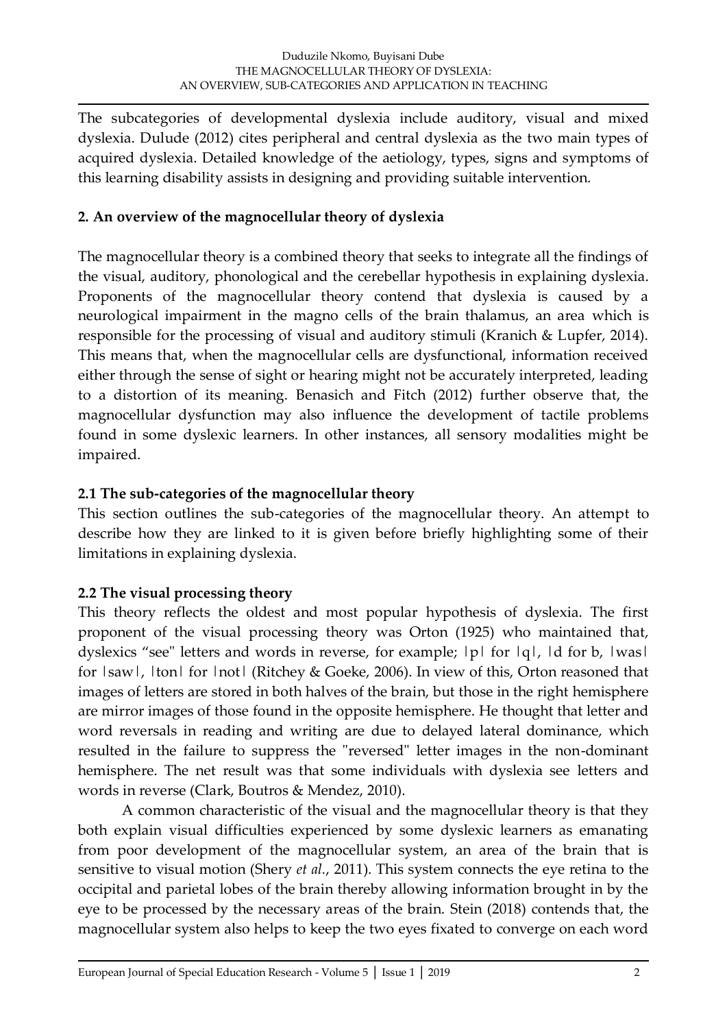The subcategories of developmental dyslexia include auditory, visual and mixed dyslexia. Dulude (2012) cites peripheral and central dyslexia as the two main types of acquired dyslexia. Detailed knowledge of the aetiology, types, signs and symptoms of this learning disability assists in designing and providing suitable intervention.

## 2. An overview of the magnocellular theory of dyslexia

The magnocellular theory is a combined theory that seeks to integrate all the findings of the visual, auditory, phonological and the cerebellar hypothesis in explaining dyslexia. Proponents of the magnocellular theory contend that dyslexia is caused by a neurological impairment in the magno cells of the brain thalamus, an area which is responsible for the processing of visual and auditory stimuli (Kranich & Lupfer, 2014). This means that, when the magnocellular cells are dysfunctional, information received either through the sense of sight or hearing might not be accurately interpreted, leading to a distortion of its meaning. Benasich and Fitch (2012) further observe that, the magnocellular dysfunction may also influence the development of tactile problems found in some dyslexic learners. In other instances, all sensory modalities might be impaired.

### 2.1 The sub-categories of the magnocellular theory

This section outlines the sub-categories of the magnocellular theory. An attempt to describe how they are linked to it is given before briefly highlighting some of their limitations in explaining dyslexia.

### 2.2 The visual processing theory

This theory reflects the oldest and most popular hypothesis of dyslexia. The first proponent of the visual processing theory was Orton (1925) who maintained that, dyslexics "see" letters and words in reverse, for example; |p| for |q|, |d for b, |was| for |saw|, |ton| for |not| (Ritchey & Goeke, 2006). In view of this, Orton reasoned that images of letters are stored in both halves of the brain, but those in the right hemisphere are mirror images of those found in the opposite hemisphere. He thought that letter and word reversals in reading and writing are due to delayed lateral dominance, which resulted in the failure to suppress the "reversed" letter images in the non-dominant hemisphere. The net result was that some individuals with dyslexia see letters and words in reverse (Clark, Boutros & Mendez, 2010).

A common characteristic of the visual and the magnocellular theory is that they both explain visual difficulties experienced by some dyslexic learners as emanating from poor development of the magnocellular system, an area of the brain that is sensitive to visual motion (Shery *et al.*, 2011). This system connects the eye retina to the occipital and parietal lobes of the brain thereby allowing information brought in by the eye to be processed by the necessary areas of the brain. Stein (2018) contends that, the magnocellular system also helps to keep the two eyes fixated to converge on each word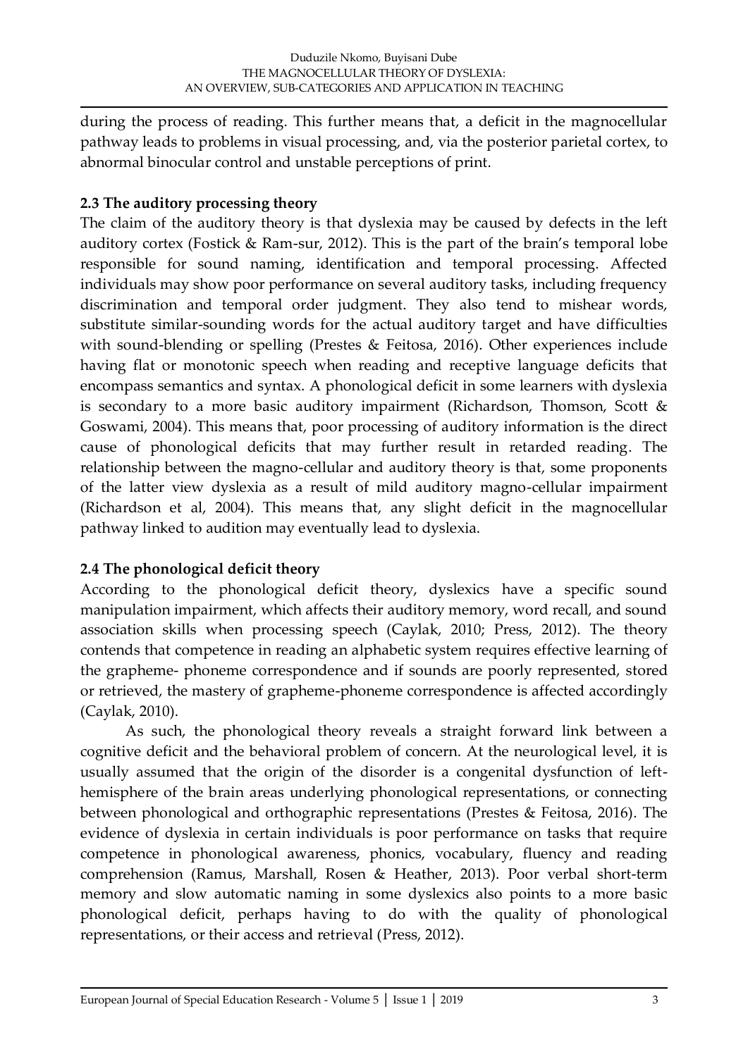during the process of reading. This further means that, a deficit in the magnocellular pathway leads to problems in visual processing, and, via the posterior parietal cortex, to abnormal binocular control and unstable perceptions of print.

### 2.3 The auditory processing theory

The claim of the auditory theory is that dyslexia may be caused by defects in the left auditory cortex (Fostick & Ram-sur, 2012). This is the part of the brain's temporal lobe responsible for sound naming, identification and temporal processing. Affected individuals may show poor performance on several auditory tasks, including frequency discrimination and temporal order judgment. They also tend to mishear words, substitute similar-sounding words for the actual auditory target and have difficulties with sound-blending or spelling (Prestes & Feitosa, 2016). Other experiences include having flat or monotonic speech when reading and receptive language deficits that encompass semantics and syntax. A phonological deficit in some learners with dyslexia is secondary to a more basic auditory impairment (Richardson, Thomson, Scott & Goswami, 2004). This means that, poor processing of auditory information is the direct cause of phonological deficits that may further result in retarded reading. The relationship between the magno-cellular and auditory theory is that, some proponents of the latter view dyslexia as a result of mild auditory magno-cellular impairment (Richardson et al, 2004). This means that, any slight deficit in the magnocellular pathway linked to audition may eventually lead to dyslexia.

### 2.4 The phonological deficit theory

According to the phonological deficit theory, dyslexics have a specific sound manipulation impairment, which affects their auditory memory, word recall, and sound association skills when processing speech (Caylak, 2010; Press, 2012). The theory contends that competence in reading an alphabetic system requires effective learning of the grapheme- phoneme correspondence and if sounds are poorly represented, stored or retrieved, the mastery of grapheme-phoneme correspondence is affected accordingly (Caylak, 2010).

As such, the phonological theory reveals a straight forward link between a cognitive deficit and the behavioral problem of concern. At the neurological level, it is usually assumed that the origin of the disorder is a congenital dysfunction of left-hemisphere of the brain areas underlying phonological representations, or connecting between phonological and orthographic representations (Prestes & Feitosa, 2016). The evidence of dyslexia in certain individuals is poor performance on tasks that require competence in phonological awareness, phonics, vocabulary, fluency and reading comprehension (Ramus, Marshall, Rosen & Heather, 2013). Poor verbal short-term memory and slow automatic naming in some dyslexics also points to a more basic phonological deficit, perhaps having to do with the quality of phonological representations, or their access and retrieval (Press, 2012).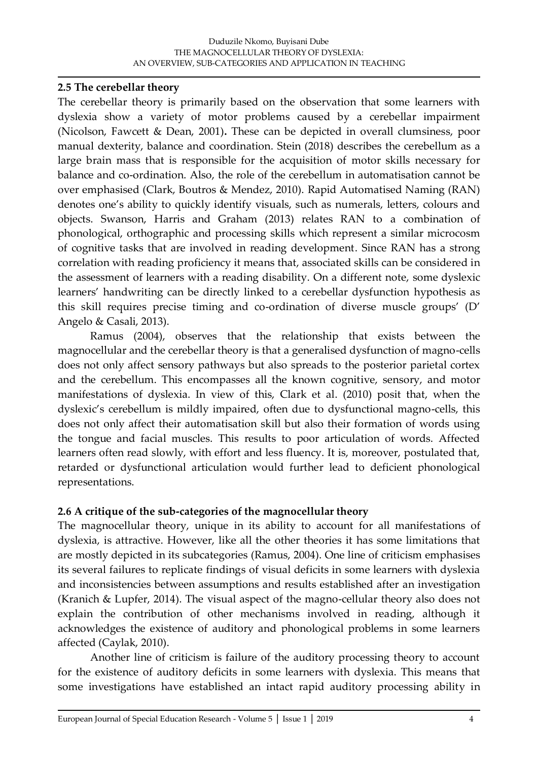## 2.5 The cerebellar theory

The cerebellar theory is primarily based on the observation that some learners with dyslexia show a variety of motor problems caused by a cerebellar impairment (Nicolson, Fawcett & Dean, 2001)**.** These can be depicted in overall clumsiness, poor manual dexterity, balance and coordination. Stein (2018) describes the cerebellum as a large brain mass that is responsible for the acquisition of motor skills necessary for balance and co-ordination. Also, the role of the cerebellum in automatisation cannot be over emphasised (Clark, Boutros & Mendez, 2010). Rapid Automatised Naming (RAN) denotes one's ability to quickly identify visuals, such as numerals, letters, colours and objects. Swanson, Harris and Graham (2013) relates RAN to a combination of phonological, orthographic and processing skills which represent a similar microcosm of cognitive tasks that are involved in reading development. Since RAN has a strong correlation with reading proficiency it means that, associated skills can be considered in the assessment of learners with a reading disability. On a different note, some dyslexic learners' handwriting can be directly linked to a cerebellar dysfunction hypothesis as this skill requires precise timing and co-ordination of diverse muscle groups' (D' Angelo & Casali, 2013).

Ramus (2004), observes that the relationship that exists between the magnocellular and the cerebellar theory is that a generalised dysfunction of magno-cells does not only affect sensory pathways but also spreads to the posterior parietal cortex and the cerebellum. This encompasses all the known cognitive, sensory, and motor manifestations of dyslexia. In view of this, Clark et al. (2010) posit that, when the dyslexic's cerebellum is mildly impaired, often due to dysfunctional magno-cells, this does not only affect their automatisation skill but also their formation of words using the tongue and facial muscles. This results to poor articulation of words. Affected learners often read slowly, with effort and less fluency. It is, moreover, postulated that, retarded or dysfunctional articulation would further lead to deficient phonological representations.

## 2.6 A critique of the sub-categories of the magnocellular theory

The magnocellular theory, unique in its ability to account for all manifestations of dyslexia, is attractive. However, like all the other theories it has some limitations that are mostly depicted in its subcategories (Ramus, 2004). One line of criticism emphasises its several failures to replicate findings of visual deficits in some learners with dyslexia and inconsistencies between assumptions and results established after an investigation (Kranich & Lupfer, 2014). The visual aspect of the magno-cellular theory also does not explain the contribution of other mechanisms involved in reading, although it acknowledges the existence of auditory and phonological problems in some learners affected (Caylak, 2010).

Another line of criticism is failure of the auditory processing theory to account for the existence of auditory deficits in some learners with dyslexia. This means that some investigations have established an intact rapid auditory processing ability in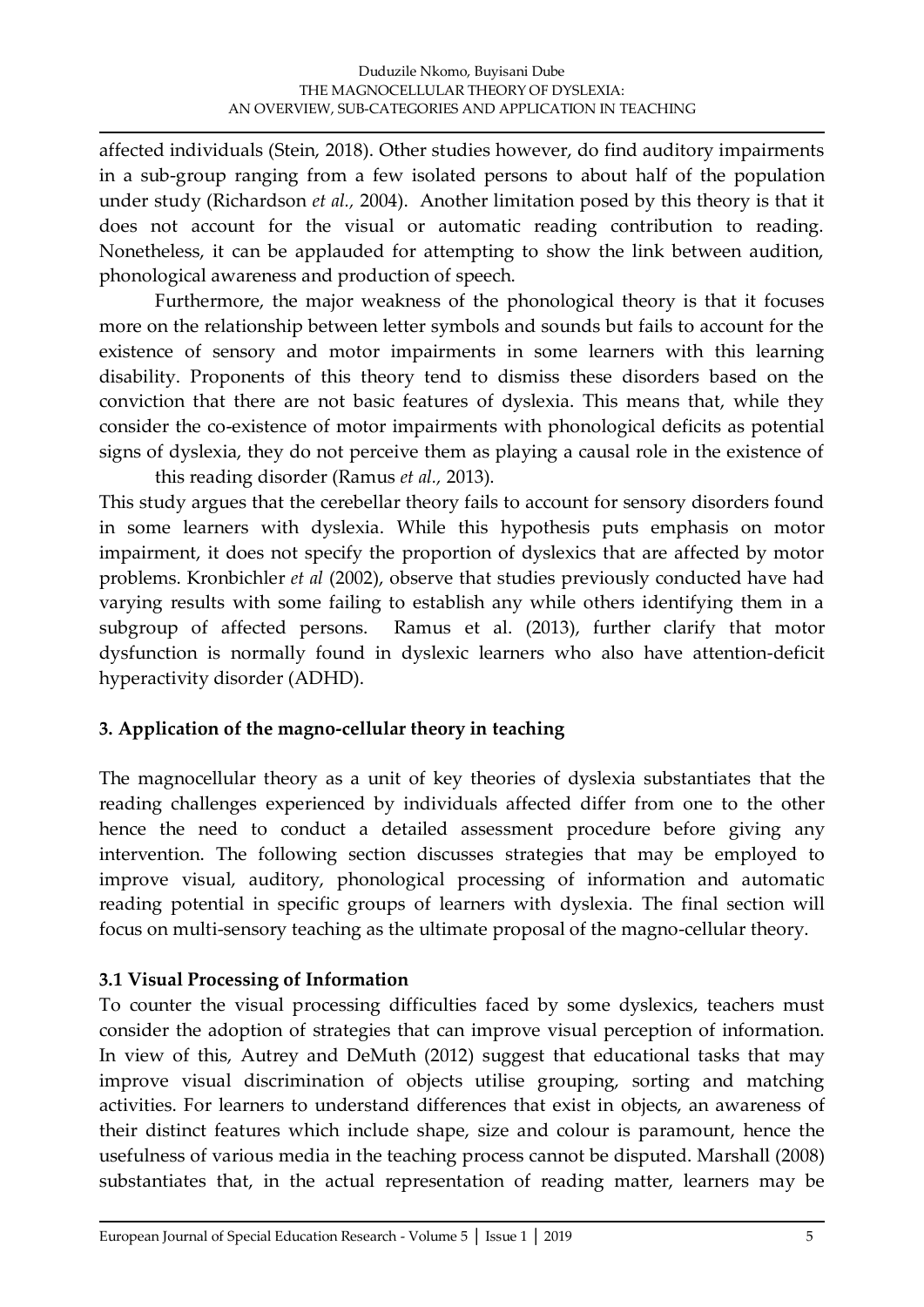affected individuals (Stein, 2018). Other studies however, do find auditory impairments in a sub-group ranging from a few isolated persons to about half of the population under study (Richardson *et al.,* 2004). Another limitation posed by this theory is that it does not account for the visual or automatic reading contribution to reading. Nonetheless, it can be applauded for attempting to show the link between audition, phonological awareness and production of speech.

Furthermore, the major weakness of the phonological theory is that it focuses more on the relationship between letter symbols and sounds but fails to account for the existence of sensory and motor impairments in some learners with this learning disability. Proponents of this theory tend to dismiss these disorders based on the conviction that there are not basic features of dyslexia. This means that, while they consider the co-existence of motor impairments with phonological deficits as potential signs of dyslexia, they do not perceive them as playing a causal role in the existence of this reading disorder (Ramus *et al.,* 2013).

This study argues that the cerebellar theory fails to account for sensory disorders found in some learners with dyslexia. While this hypothesis puts emphasis on motor impairment, it does not specify the proportion of dyslexics that are affected by motor problems. Kronbichler *et al* (2002), observe that studies previously conducted have had varying results with some failing to establish any while others identifying them in a subgroup of affected persons. Ramus et al. (2013), further clarify that motor dysfunction is normally found in dyslexic learners who also have attention-deficit hyperactivity disorder (ADHD).

## 3. Application of the magno-cellular theory in teaching

The magnocellular theory as a unit of key theories of dyslexia substantiates that the reading challenges experienced by individuals affected differ from one to the other hence the need to conduct a detailed assessment procedure before giving any intervention. The following section discusses strategies that may be employed to improve visual, auditory, phonological processing of information and automatic reading potential in specific groups of learners with dyslexia. The final section will focus on multi-sensory teaching as the ultimate proposal of the magno-cellular theory.

### 3.1 Visual Processing of Information

To counter the visual processing difficulties faced by some dyslexics, teachers must consider the adoption of strategies that can improve visual perception of information. In view of this, Autrey and DeMuth (2012) suggest that educational tasks that may improve visual discrimination of objects utilise grouping, sorting and matching activities. For learners to understand differences that exist in objects, an awareness of their distinct features which include shape, size and colour is paramount, hence the usefulness of various media in the teaching process cannot be disputed. Marshall (2008) substantiates that, in the actual representation of reading matter, learners may be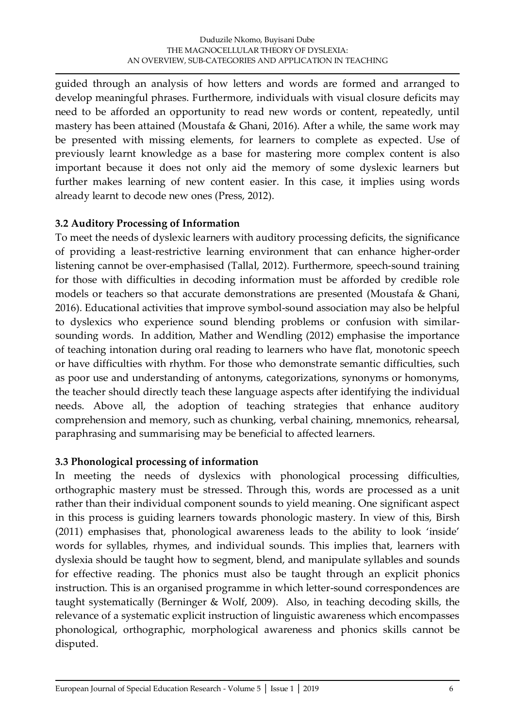guided through an analysis of how letters and words are formed and arranged to develop meaningful phrases. Furthermore, individuals with visual closure deficits may need to be afforded an opportunity to read new words or content, repeatedly, until mastery has been attained (Moustafa & Ghani, 2016). After a while, the same work may be presented with missing elements, for learners to complete as expected. Use of previously learnt knowledge as a base for mastering more complex content is also important because it does not only aid the memory of some dyslexic learners but further makes learning of new content easier. In this case, it implies using words already learnt to decode new ones (Press, 2012).

### 3.2 Auditory Processing of Information

To meet the needs of dyslexic learners with auditory processing deficits, the significance of providing a least-restrictive learning environment that can enhance higher-order listening cannot be over-emphasised (Tallal, 2012). Furthermore, speech-sound training for those with difficulties in decoding information must be afforded by credible role models or teachers so that accurate demonstrations are presented (Moustafa & Ghani, 2016). Educational activities that improve symbol-sound association may also be helpful to dyslexics who experience sound blending problems or confusion with similar-sounding words. In addition, Mather and Wendling (2012) emphasise the importance of teaching intonation during oral reading to learners who have flat, monotonic speech or have difficulties with rhythm. For those who demonstrate semantic difficulties, such as poor use and understanding of antonyms, categorizations, synonyms or homonyms, the teacher should directly teach these language aspects after identifying the individual needs. Above all, the adoption of teaching strategies that enhance auditory comprehension and memory, such as chunking, verbal chaining, mnemonics, rehearsal, paraphrasing and summarising may be beneficial to affected learners.

### 3.3 Phonological processing of information

In meeting the needs of dyslexics with phonological processing difficulties, orthographic mastery must be stressed. Through this, words are processed as a unit rather than their individual component sounds to yield meaning. One significant aspect in this process is guiding learners towards phonologic mastery. In view of this, Birsh (2011) emphasises that, phonological awareness leads to the ability to look 'inside' words for syllables, rhymes, and individual sounds. This implies that, learners with dyslexia should be taught how to segment, blend, and manipulate syllables and sounds for effective reading. The phonics must also be taught through an explicit phonics instruction. This is an organised programme in which letter-sound correspondences are taught systematically (Berninger & Wolf, 2009). Also, in teaching decoding skills, the relevance of a systematic explicit instruction of linguistic awareness which encompasses phonological, orthographic, morphological awareness and phonics skills cannot be disputed.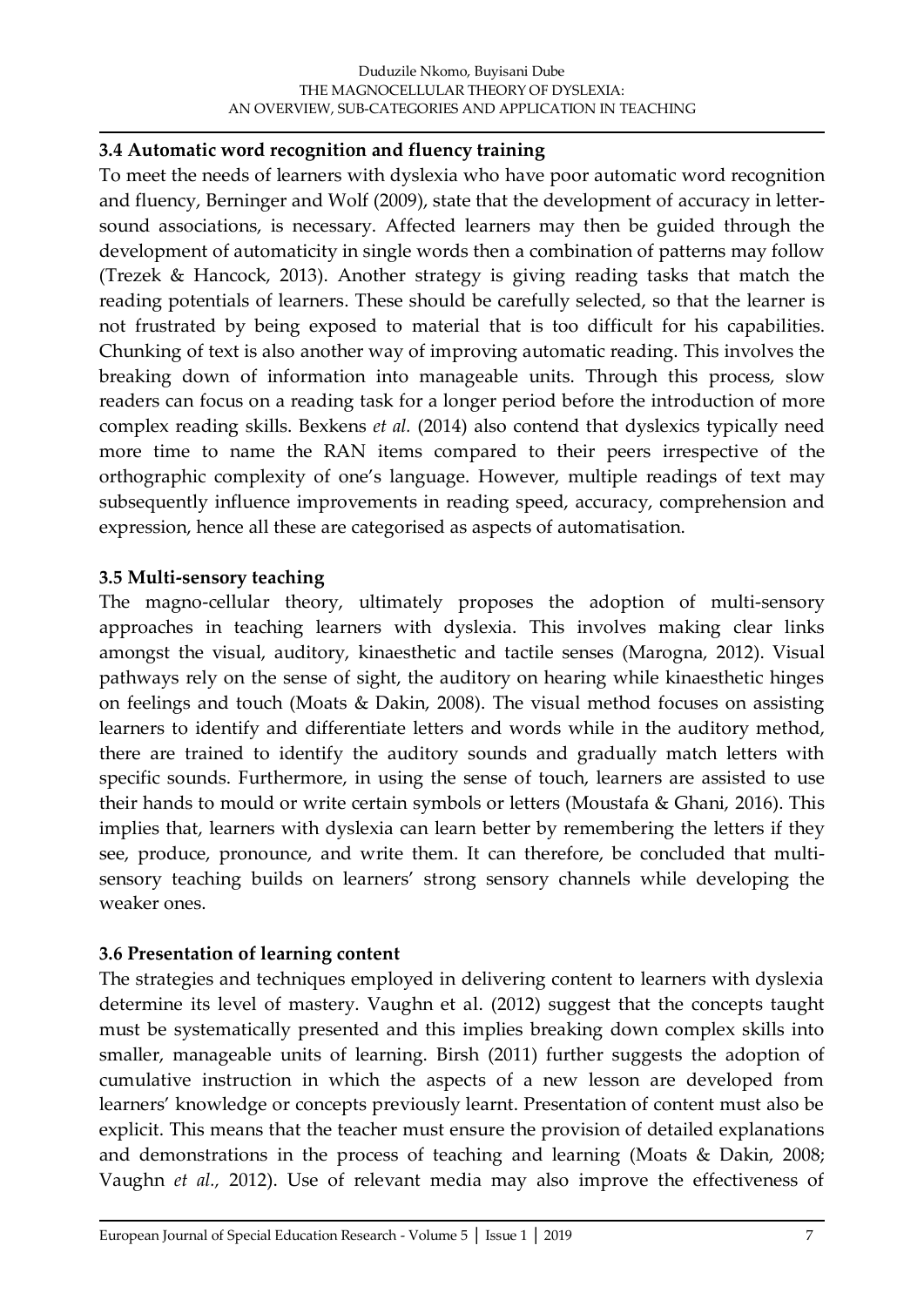### 3.4 Automatic word recognition and fluency training

To meet the needs of learners with dyslexia who have poor automatic word recognition and fluency, Berninger and Wolf (2009), state that the development of accuracy in letter-sound associations, is necessary. Affected learners may then be guided through the development of automaticity in single words then a combination of patterns may follow (Trezek & Hancock, 2013). Another strategy is giving reading tasks that match the reading potentials of learners. These should be carefully selected, so that the learner is not frustrated by being exposed to material that is too difficult for his capabilities. Chunking of text is also another way of improving automatic reading. This involves the breaking down of information into manageable units. Through this process, slow readers can focus on a reading task for a longer period before the introduction of more complex reading skills. Bexkens *et al.* (2014) also contend that dyslexics typically need more time to name the RAN items compared to their peers irrespective of the orthographic complexity of one's language. However, multiple readings of text may subsequently influence improvements in reading speed, accuracy, comprehension and expression, hence all these are categorised as aspects of automatisation.

### 3.5 Multi-sensory teaching

The magno-cellular theory, ultimately proposes the adoption of multi-sensory approaches in teaching learners with dyslexia. This involves making clear links amongst the visual, auditory, kinaesthetic and tactile senses (Marogna, 2012). Visual pathways rely on the sense of sight, the auditory on hearing while kinaesthetic hinges on feelings and touch (Moats & Dakin, 2008). The visual method focuses on assisting learners to identify and differentiate letters and words while in the auditory method, there are trained to identify the auditory sounds and gradually match letters with specific sounds. Furthermore, in using the sense of touch, learners are assisted to use their hands to mould or write certain symbols or letters (Moustafa & Ghani, 2016). This implies that, learners with dyslexia can learn better by remembering the letters if they see, produce, pronounce, and write them. It can therefore, be concluded that multi-sensory teaching builds on learners' strong sensory channels while developing the weaker ones.

### 3.6 Presentation of learning content

The strategies and techniques employed in delivering content to learners with dyslexia determine its level of mastery. Vaughn et al. (2012) suggest that the concepts taught must be systematically presented and this implies breaking down complex skills into smaller, manageable units of learning. Birsh (2011) further suggests the adoption of cumulative instruction in which the aspects of a new lesson are developed from learners' knowledge or concepts previously learnt. Presentation of content must also be explicit. This means that the teacher must ensure the provision of detailed explanations and demonstrations in the process of teaching and learning (Moats & Dakin, 2008; Vaughn *et al.*, 2012). Use of relevant media may also improve the effectiveness of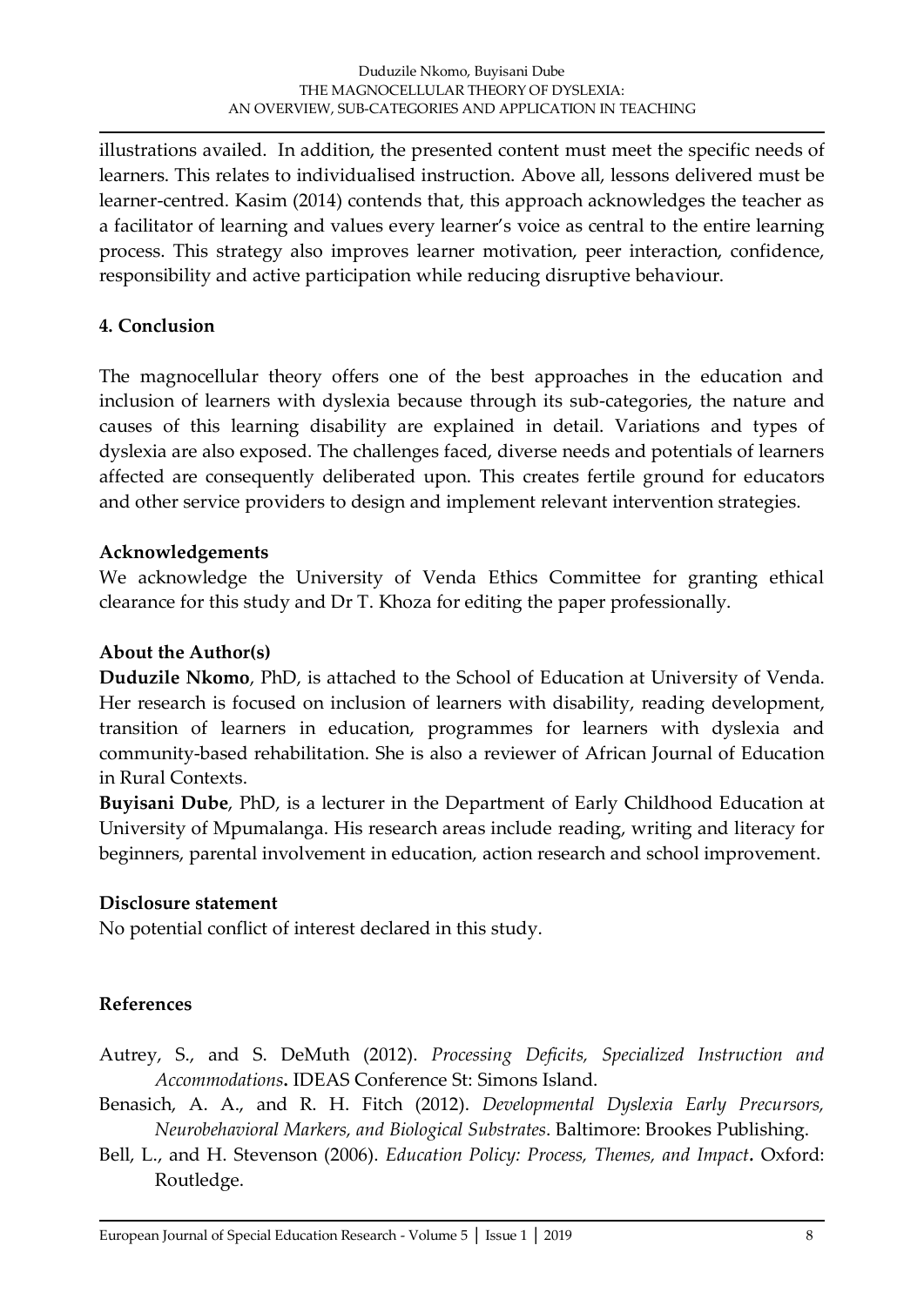illustrations availed. In addition, the presented content must meet the specific needs of learners. This relates to individualised instruction. Above all, lessons delivered must be learner-centred. Kasim (2014) contends that, this approach acknowledges the teacher as a facilitator of learning and values every learner's voice as central to the entire learning process. This strategy also improves learner motivation, peer interaction, confidence, responsibility and active participation while reducing disruptive behaviour.

## 4. Conclusion

The magnocellular theory offers one of the best approaches in the education and inclusion of learners with dyslexia because through its sub-categories, the nature and causes of this learning disability are explained in detail. Variations and types of dyslexia are also exposed. The challenges faced, diverse needs and potentials of learners affected are consequently deliberated upon. This creates fertile ground for educators and other service providers to design and implement relevant intervention strategies.

### Acknowledgements

We acknowledge the University of Venda Ethics Committee for granting ethical clearance for this study and Dr T. Khoza for editing the paper professionally.

### About the Author(s)

**Duduzile Nkomo**, PhD, is attached to the School of Education at University of Venda. Her research is focused on inclusion of learners with disability, reading development, transition of learners in education, programmes for learners with dyslexia and community-based rehabilitation. She is also a reviewer of African Journal of Education in Rural Contexts.

**Buyisani Dube**, PhD, is a lecturer in the Department of Early Childhood Education at University of Mpumalanga. His research areas include reading, writing and literacy for beginners, parental involvement in education, action research and school improvement.

### Disclosure statement

No potential conflict of interest declared in this study.

### References

Autrey, S., and S. DeMuth (2012). *Processing Deficits, Specialized Instruction and Accommodations*. IDEAS Conference St: Simons Island.

Benasich, A. A., and R. H. Fitch (2012). *Developmental Dyslexia Early Precursors, Neurobehavioral Markers, and Biological Substrates*. Baltimore: Brookes Publishing.

Bell, L., and H. Stevenson (2006). *Education Policy: Process, Themes, and Impact*. Oxford: Routledge.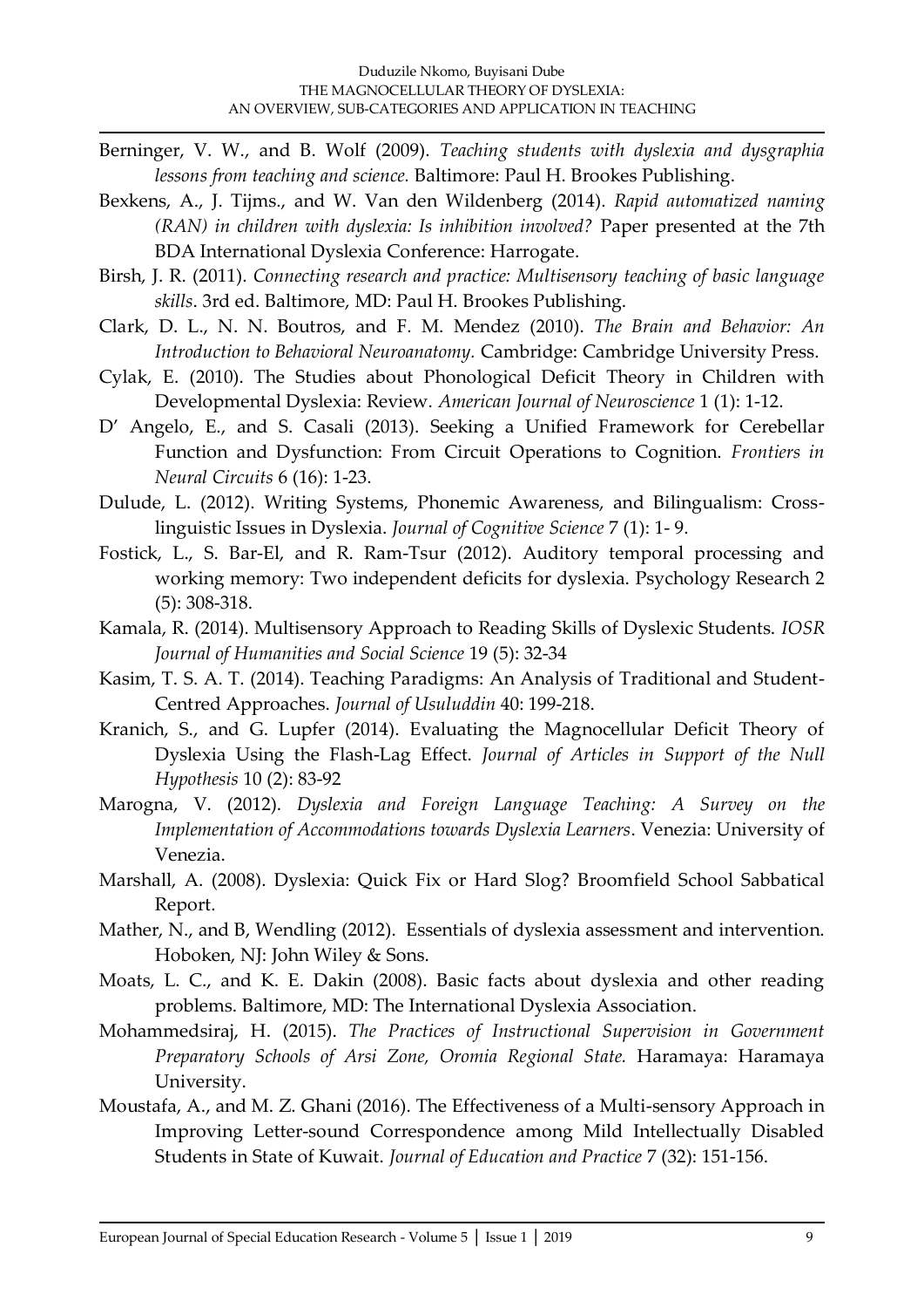Berninger, V. W., and B. Wolf (2009). *Teaching students with dyslexia and dysgraphia lessons from teaching and science.* Baltimore: Paul H. Brookes Publishing.

Bexkens, A., J. Tijms., and W. Van den Wildenberg (2014). *Rapid automatized naming (RAN) in children with dyslexia: Is inhibition involved?* Paper presented at the 7th BDA International Dyslexia Conference: Harrogate.

Birsh, J. R. (2011). *Connecting research and practice: Multisensory teaching of basic language skills*. 3rd ed. Baltimore, MD: Paul H. Brookes Publishing.

Clark, D. L., N. N. Boutros, and F. M. Mendez (2010). *The Brain and Behavior: An Introduction to Behavioral Neuroanatomy.* Cambridge: Cambridge University Press.

Cylak, E. (2010). The Studies about Phonological Deficit Theory in Children with Developmental Dyslexia: Review. *American Journal of Neuroscience* 1 (1): 1-12.

D' Angelo, E., and S. Casali (2013). Seeking a Unified Framework for Cerebellar Function and Dysfunction: From Circuit Operations to Cognition. *Frontiers in Neural Circuits* 6 (16): 1-23.

Dulude, L. (2012). Writing Systems, Phonemic Awareness, and Bilingualism: Cross-linguistic Issues in Dyslexia. *Journal of Cognitive Science* 7 (1): 1- 9.

Fostick, L., S. Bar-El, and R. Ram-Tsur (2012). Auditory temporal processing and working memory: Two independent deficits for dyslexia. Psychology Research 2 (5): 308-318.

Kamala, R. (2014). Multisensory Approach to Reading Skills of Dyslexic Students. *IOSR Journal of Humanities and Social Science* 19 (5): 32-34

Kasim, T. S. A. T. (2014). Teaching Paradigms: An Analysis of Traditional and Student-Centred Approaches. *Journal of Usuluddin* 40: 199-218.

Kranich, S., and G. Lupfer (2014). Evaluating the Magnocellular Deficit Theory of Dyslexia Using the Flash-Lag Effect. *Journal of Articles in Support of the Null Hypothesis* 10 (2): 83-92

Marogna, V. (2012). *Dyslexia and Foreign Language Teaching: A Survey on the Implementation of Accommodations towards Dyslexia Learners*. Venezia: University of Venezia.

Marshall, A. (2008). Dyslexia: Quick Fix or Hard Slog? Broomfield School Sabbatical Report.

Mather, N., and B, Wendling (2012). Essentials of dyslexia assessment and intervention. Hoboken, NJ: John Wiley & Sons.

Moats, L. C., and K. E. Dakin (2008). Basic facts about dyslexia and other reading problems. Baltimore, MD: The International Dyslexia Association.

Mohammedsiraj, H. (2015). *The Practices of Instructional Supervision in Government Preparatory Schools of Arsi Zone, Oromia Regional State.* Haramaya: Haramaya University.

Moustafa, A., and M. Z. Ghani (2016). The Effectiveness of a Multi-sensory Approach in Improving Letter-sound Correspondence among Mild Intellectually Disabled Students in State of Kuwait. *Journal of Education and Practice* 7 (32): 151-156.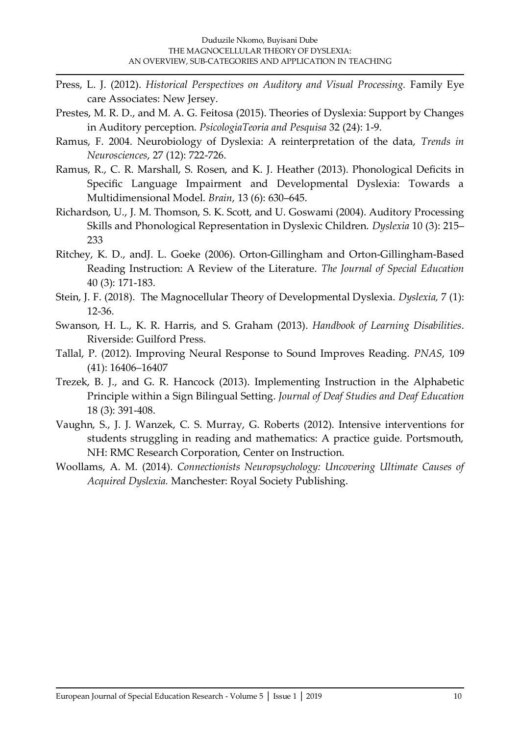Press, L. J. (2012). *Historical Perspectives on Auditory and Visual Processing.* Family Eye care Associates: New Jersey.

Prestes, M. R. D., and M. A. G. Feitosa (2015). Theories of Dyslexia: Support by Changes in Auditory perception. *PsicologiaTeoria and Pesquisa* 32 (24): 1-9.

Ramus, F. 2004. Neurobiology of Dyslexia: A reinterpretation of the data, *Trends in Neurosciences*, 27 (12): 722-726.

Ramus, R., C. R. Marshall, S. Rosen, and K. J. Heather (2013). Phonological Deficits in Specific Language Impairment and Developmental Dyslexia: Towards a Multidimensional Model. *Brain*, 13 (6): 630–645.

Richardson, U., J. M. Thomson, S. K. Scott, and U. Goswami (2004). Auditory Processing Skills and Phonological Representation in Dyslexic Children. *Dyslexia* 10 (3): 215–233

Ritchey, K. D., andJ. L. Goeke (2006). Orton-Gillingham and Orton-Gillingham-Based Reading Instruction: A Review of the Literature. *The Journal of Special Education* 40 (3): 171-183.

Stein, J. F. (2018). The Magnocellular Theory of Developmental Dyslexia. *Dyslexia,* 7 (1): 12-36.

Swanson, H. L., K. R. Harris, and S. Graham (2013). *Handbook of Learning Disabilities*. Riverside: Guilford Press.

Tallal, P. (2012). Improving Neural Response to Sound Improves Reading. *PNAS*, 109 (41): 16406–16407

Trezek, B. J., and G. R. Hancock (2013). Implementing Instruction in the Alphabetic Principle within a Sign Bilingual Setting. *Journal of Deaf Studies and Deaf Education* 18 (3): 391-408.

Vaughn, S., J. J. Wanzek, C. S. Murray, G. Roberts (2012). Intensive interventions for students struggling in reading and mathematics: A practice guide. Portsmouth, NH: RMC Research Corporation, Center on Instruction.

Woollams, A. M. (2014). *Connectionists Neuropsychology: Uncovering Ultimate Causes of Acquired Dyslexia.* Manchester: Royal Society Publishing.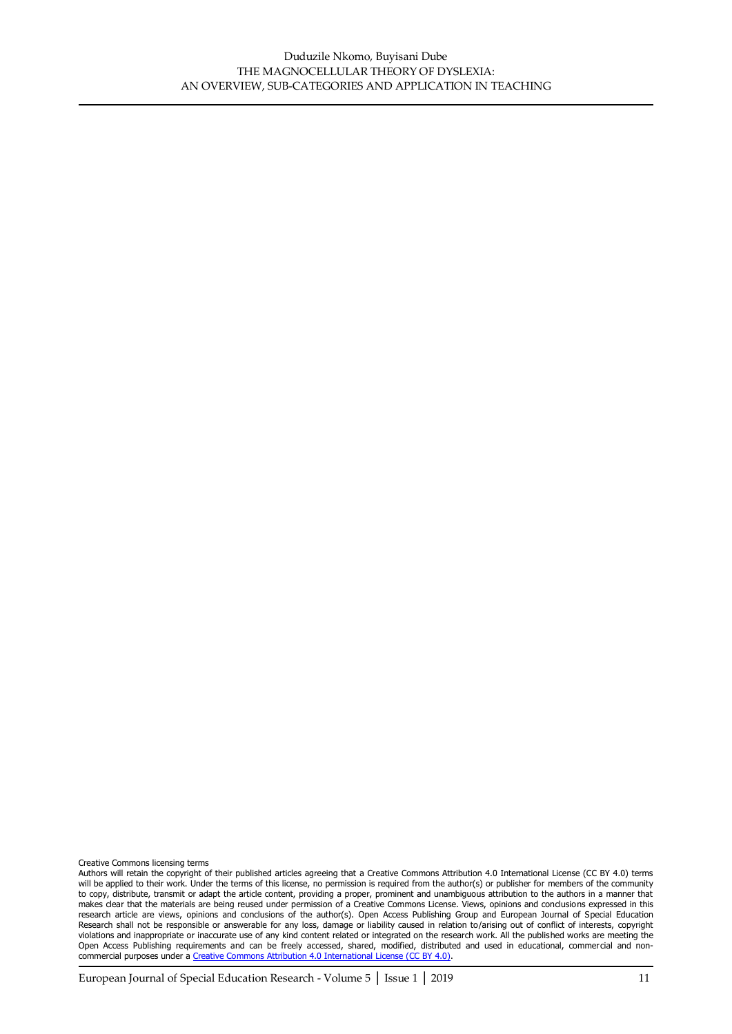Creative Commons licensing terms

Authors will retain the copyright of their published articles agreeing that a Creative Commons Attribution 4.0 International License (CC BY 4.0) terms will be applied to their work. Under the terms of this license, no permission is required from the author(s) or publisher for members of the community to copy, distribute, transmit or adapt the article content, providing a proper, prominent and unambiguous attribution to the authors in a manner that makes clear that the materials are being reused under permission of a Creative Commons License. Views, opinions and conclusions expressed in this research article are views, opinions and conclusions of the author(s). Open Access Publishing Group and European Journal of Special Education Research shall not be responsible or answerable for any loss, damage or liability caused in relation to/arising out of conflict of interests, copyright violations and inappropriate or inaccurate use of any kind content related or integrated on the research work. All the published works are meeting the Open Access Publishing requirements and can be freely accessed, shared, modified, distributed and used in educational, commercial and non-commercial purposes under a [Creative Commons Attribution 4.0 International License (CC BY 4.0)](https://creativecommons.org/licenses/by/4.0/).